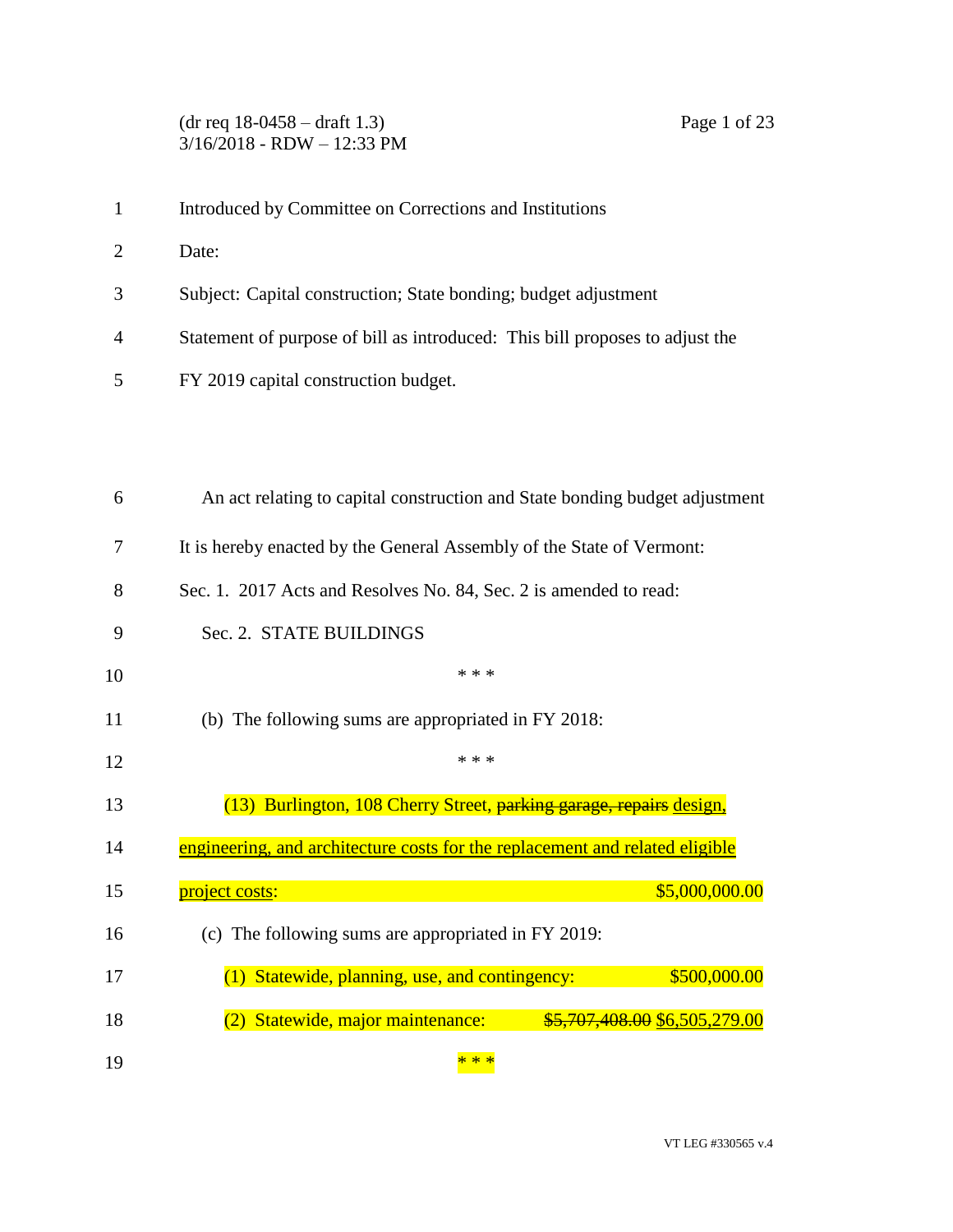Introduced by Committee on Corrections and Institutions

Date:

Subject: Capital construction; State bonding; budget adjustment

Statement of purpose of bill as introduced: This bill proposes to adjust the FY 2019 capital construction budget.

An act relating to capital construction and State bonding budget adjustment

It is hereby enacted by the General Assembly of the State of Vermont:

Sec. 1. 2017 Acts and Resolves No. 84, Sec. 2 is amended to read:

Sec. 2. STATE BUILDINGS

\* \* \*

(b) The following sums are appropriated in FY 2018:

\* \* \*

(13) Burlington, 108 Cherry Street, ~~parking garage, repairs~~ <u>design, engineering, and architecture costs for the replacement and related eligible project costs</u>: $5,000,000.00

(c) The following sums are appropriated in FY 2019:

(1) Statewide, planning, use, and contingency: $500,000.00

(2) Statewide, major maintenance: ~~$5,707,408.00~~ <u>$6,505,279.00</u>

\* \* \*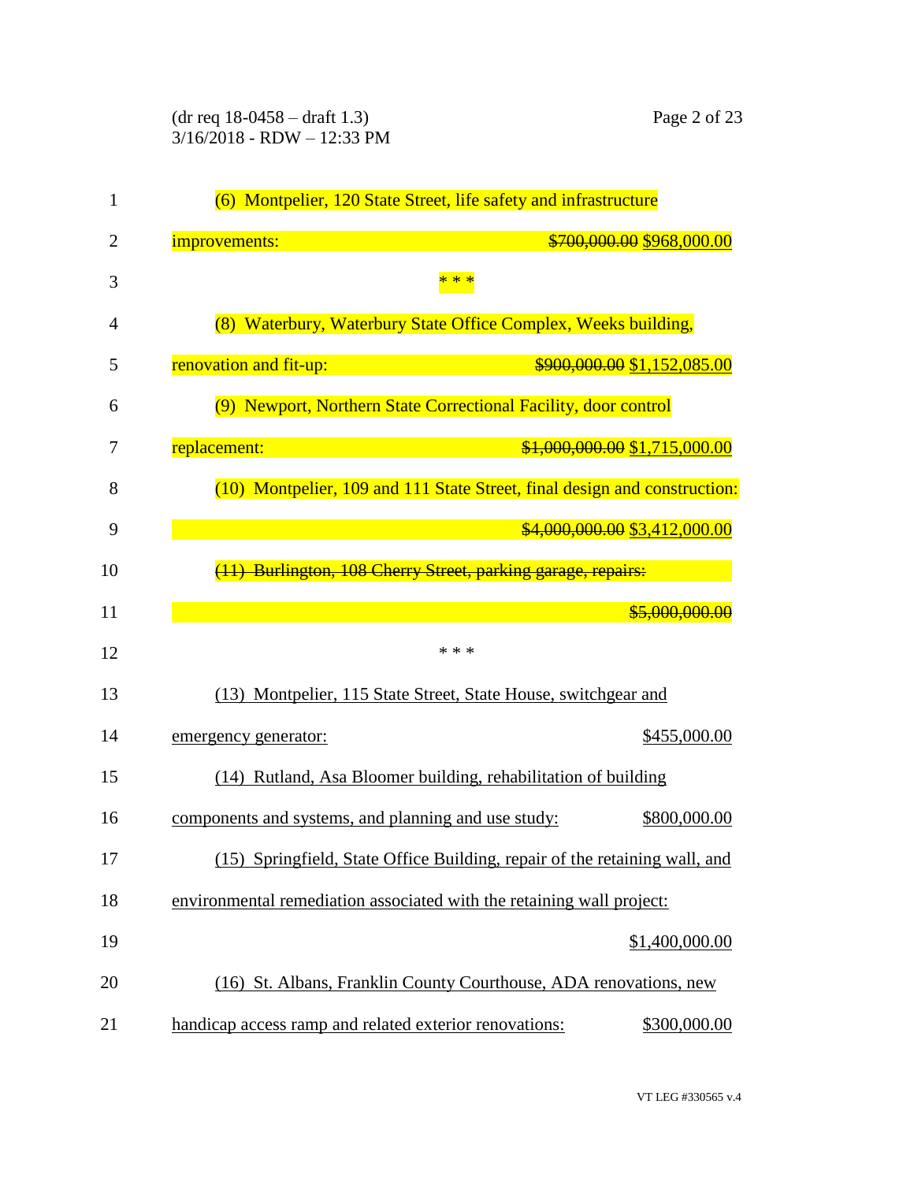(6) Montpelier, 120 State Street, life safety and infrastructure improvements: ~~$700,000.00~~ <u>$968,000.00</u>

* * *

(8) Waterbury, Waterbury State Office Complex, Weeks building, renovation and fit-up: ~~$900,000.00~~ <u>$1,152,085.00</u>

(9) Newport, Northern State Correctional Facility, door control replacement: ~~$1,000,000.00~~ <u>$1,715,000.00</u>

(10) Montpelier, 109 and 111 State Street, final design and construction: ~~$4,000,000.00~~ <u>$3,412,000.00</u>

~~(11) Burlington, 108 Cherry Street, parking garage, repairs: $5,000,000.00~~

* * *

<u>(13) Montpelier, 115 State Street, State House, switchgear and emergency generator: $455,000.00</u>

<u>(14) Rutland, Asa Bloomer building, rehabilitation of building components and systems, and planning and use study: $800,000.00</u>

<u>(15) Springfield, State Office Building, repair of the retaining wall, and environmental remediation associated with the retaining wall project: $1,400,000.00</u>

<u>(16) St. Albans, Franklin County Courthouse, ADA renovations, new handicap access ramp and related exterior renovations: $300,000.00</u>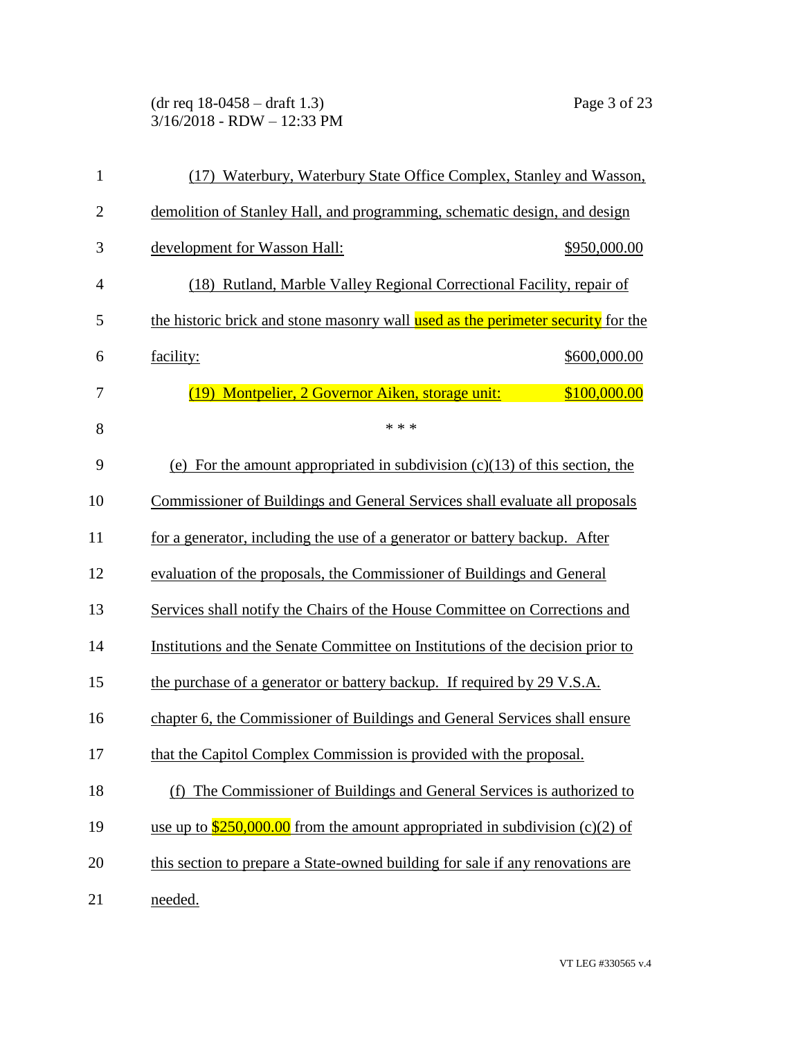(17) Waterbury, Waterbury State Office Complex, Stanley and Wasson, demolition of Stanley Hall, and programming, schematic design, and design development for Wasson Hall: $950,000.00

(18) Rutland, Marble Valley Regional Correctional Facility, repair of the historic brick and stone masonry wall used as the perimeter security for the facility: $600,000.00

(19) Montpelier, 2 Governor Aiken, storage unit: $100,000.00

\* \* \*

(e) For the amount appropriated in subdivision (c)(13) of this section, the Commissioner of Buildings and General Services shall evaluate all proposals for a generator, including the use of a generator or battery backup. After evaluation of the proposals, the Commissioner of Buildings and General Services shall notify the Chairs of the House Committee on Corrections and Institutions and the Senate Committee on Institutions of the decision prior to the purchase of a generator or battery backup. If required by 29 V.S.A. chapter 6, the Commissioner of Buildings and General Services shall ensure that the Capitol Complex Commission is provided with the proposal.

(f) The Commissioner of Buildings and General Services is authorized to use up to $250,000.00 from the amount appropriated in subdivision (c)(2) of this section to prepare a State-owned building for sale if any renovations are needed.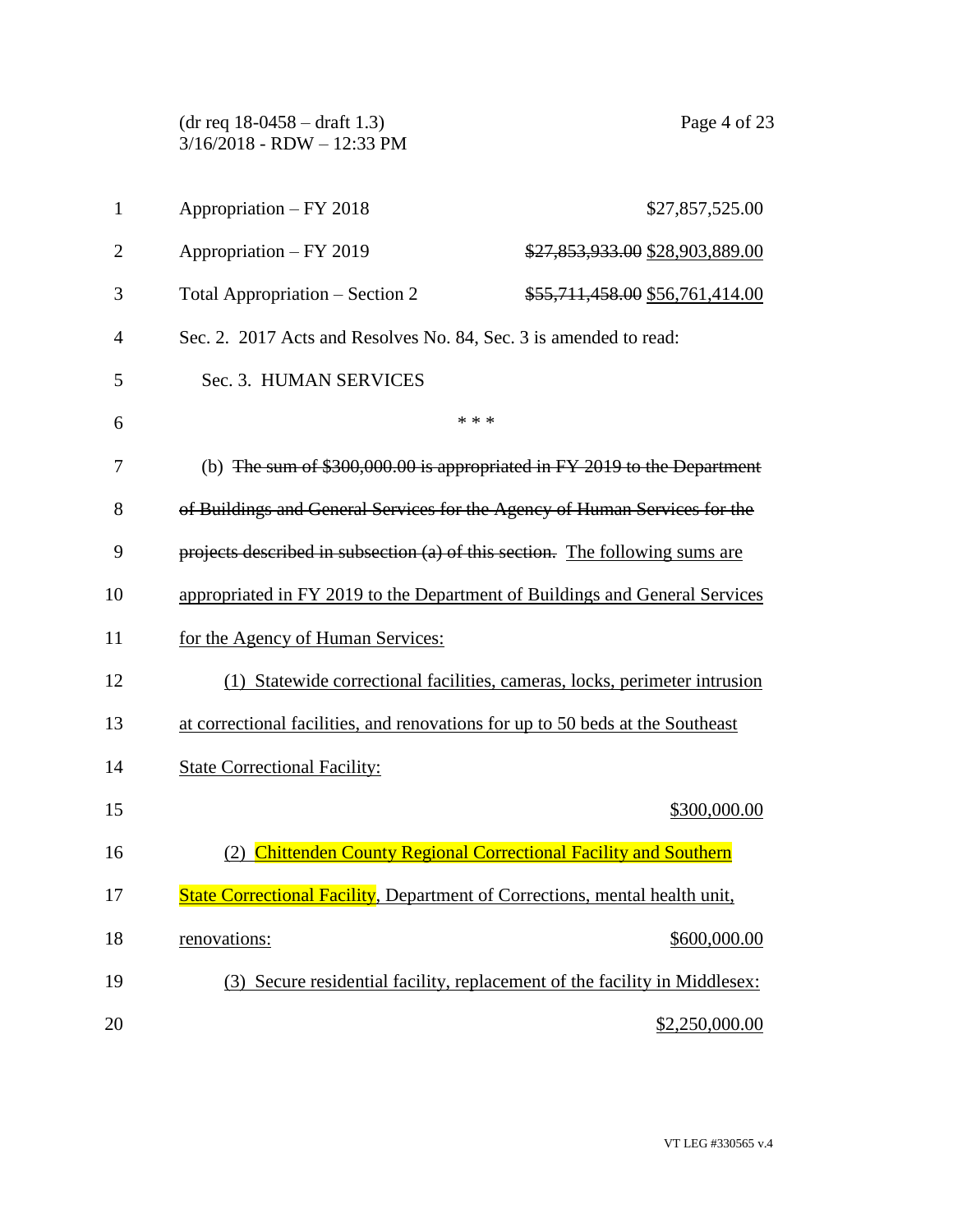Appropriation – FY 2018 $27,857,525.00

Appropriation – FY 2019 ~~$27,853,933.00~~ $28,903,889.00

Total Appropriation – Section 2 ~~$55,711,458.00~~ $56,761,414.00

Sec. 2. 2017 Acts and Resolves No. 84, Sec. 3 is amended to read:

Sec. 3. HUMAN SERVICES

\* \* \*

(b) ~~The sum of $300,000.00 is appropriated in FY 2019 to the Department of Buildings and General Services for the Agency of Human Services for the projects described in subsection (a) of this section.~~ The following sums are appropriated in FY 2019 to the Department of Buildings and General Services for the Agency of Human Services:

(1) Statewide correctional facilities, cameras, locks, perimeter intrusion at correctional facilities, and renovations for up to 50 beds at the Southeast State Correctional Facility: $300,000.00

(2) Chittenden County Regional Correctional Facility and Southern State Correctional Facility, Department of Corrections, mental health unit, renovations: $600,000.00

(3) Secure residential facility, replacement of the facility in Middlesex: $2,250,000.00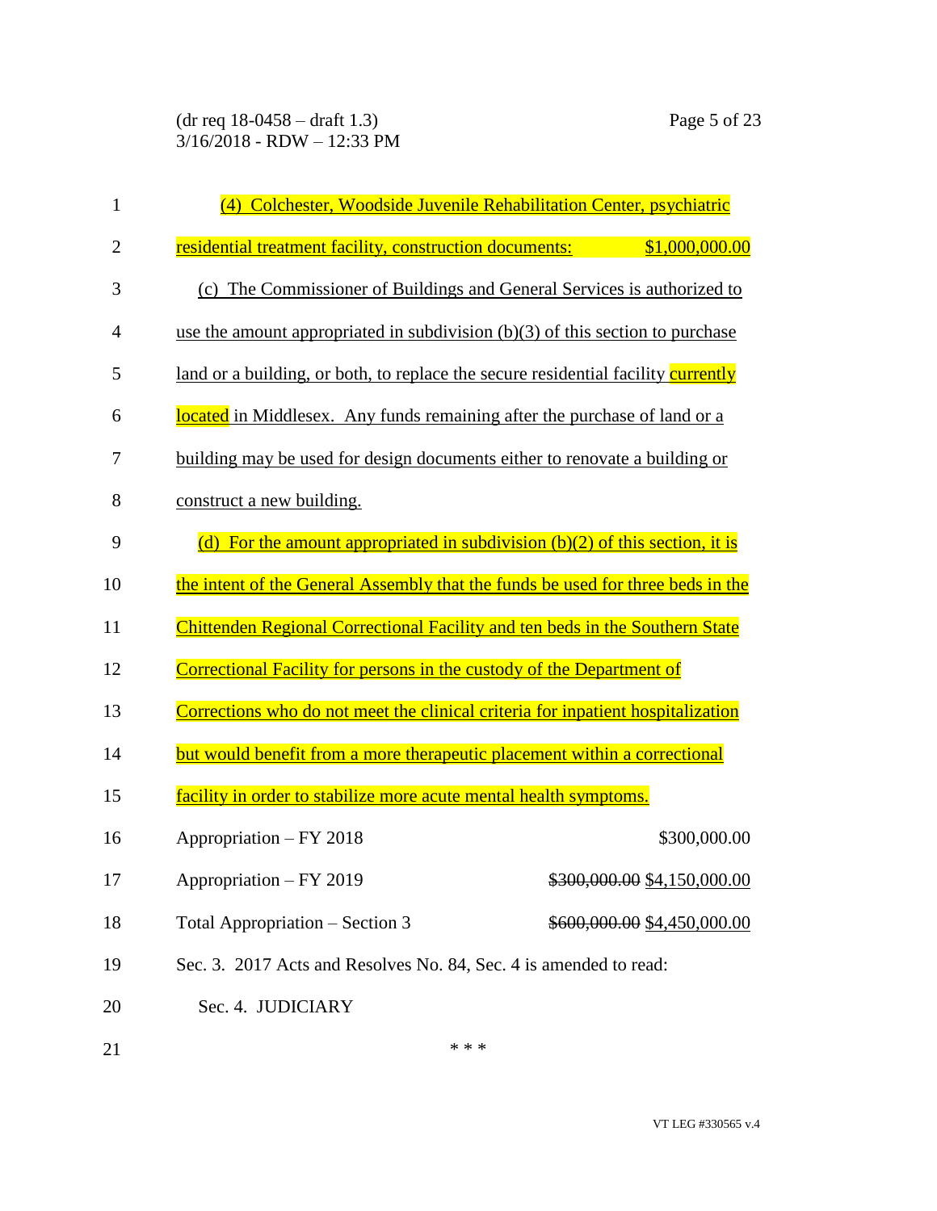(4) Colchester, Woodside Juvenile Rehabilitation Center, psychiatric residential treatment facility, construction documents: $1,000,000.00

(c) The Commissioner of Buildings and General Services is authorized to use the amount appropriated in subdivision (b)(3) of this section to purchase land or a building, or both, to replace the secure residential facility currently located in Middlesex. Any funds remaining after the purchase of land or a building may be used for design documents either to renovate a building or construct a new building.

(d) For the amount appropriated in subdivision (b)(2) of this section, it is the intent of the General Assembly that the funds be used for three beds in the Chittenden Regional Correctional Facility and ten beds in the Southern State Correctional Facility for persons in the custody of the Department of Corrections who do not meet the clinical criteria for inpatient hospitalization but would benefit from a more therapeutic placement within a correctional facility in order to stabilize more acute mental health symptoms.

| | |
|---|---|
| Appropriation – FY 2018 | $300,000.00 |
| Appropriation – FY 2019 | ~~$300,000.00~~ $4,150,000.00 |
| Total Appropriation – Section 3 | ~~$600,000.00~~ $4,450,000.00 |

Sec. 3. 2017 Acts and Resolves No. 84, Sec. 4 is amended to read:

Sec. 4. JUDICIARY

\* \* \*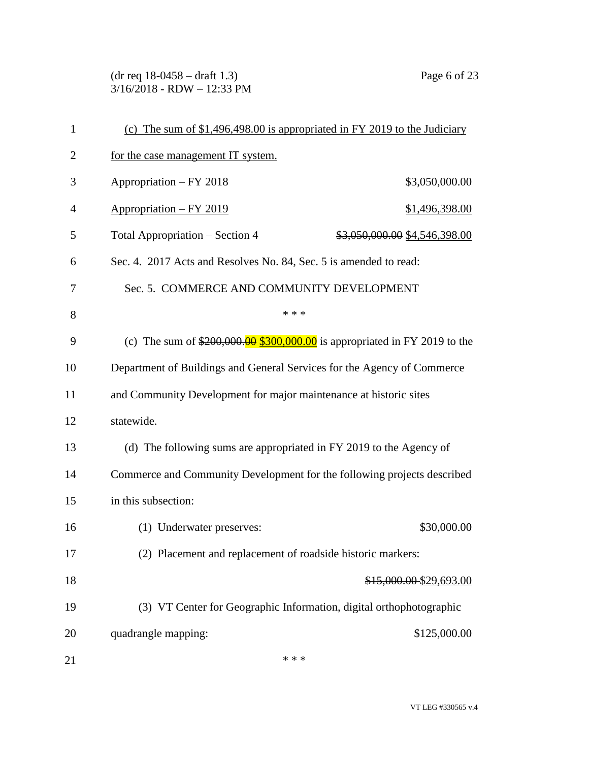(c) The sum of $1,496,498.00 is appropriated in FY 2019 to the Judiciary for the case management IT system.

Appropriation – FY 2018 $3,050,000.00

Appropriation – FY 2019 $1,496,398.00

Total Appropriation – Section 4 ~~$3,050,000.00~~ $4,546,398.00

Sec. 4. 2017 Acts and Resolves No. 84, Sec. 5 is amended to read:

Sec. 5. COMMERCE AND COMMUNITY DEVELOPMENT

\* \* \*

(c) The sum of ~~$200,000.00~~ $300,000.00 is appropriated in FY 2019 to the Department of Buildings and General Services for the Agency of Commerce and Community Development for major maintenance at historic sites statewide.

(d) The following sums are appropriated in FY 2019 to the Agency of Commerce and Community Development for the following projects described in this subsection:

(1) Underwater preserves: $30,000.00

(2) Placement and replacement of roadside historic markers: ~~$15,000.00~~ $29,693.00

(3) VT Center for Geographic Information, digital orthophotographic quadrangle mapping: $125,000.00

\* \* \*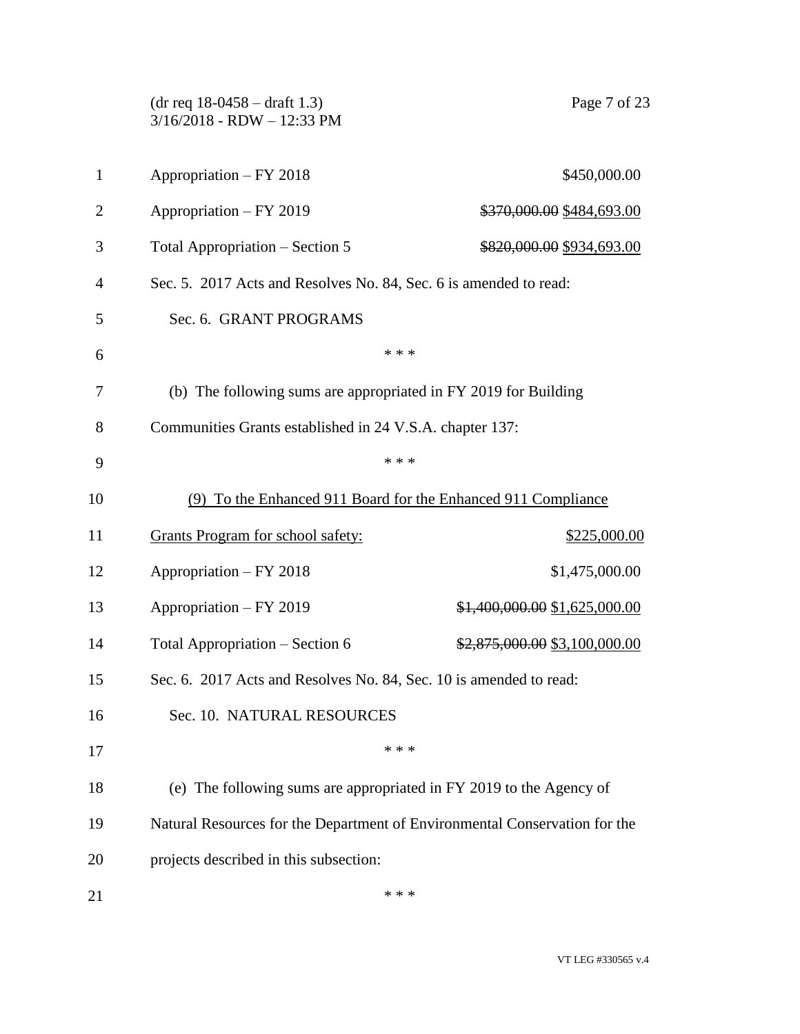Appropriation – FY 2018 $450,000.00

Appropriation – FY 2019 ~~$370,000.00~~ $484,693.00

Total Appropriation – Section 5 ~~$820,000.00~~ $934,693.00

Sec. 5. 2017 Acts and Resolves No. 84, Sec. 6 is amended to read:

Sec. 6. GRANT PROGRAMS

\* \* \*

(b) The following sums are appropriated in FY 2019 for Building Communities Grants established in 24 V.S.A. chapter 137:

\* \* \*

<u>(9) To the Enhanced 911 Board for the Enhanced 911 Compliance Grants Program for school safety: $225,000.00</u>

Appropriation – FY 2018 $1,475,000.00

Appropriation – FY 2019 ~~$1,400,000.00~~ $1,625,000.00

Total Appropriation – Section 6 ~~$2,875,000.00~~ $3,100,000.00

Sec. 6. 2017 Acts and Resolves No. 84, Sec. 10 is amended to read:

Sec. 10. NATURAL RESOURCES

\* \* \*

(e) The following sums are appropriated in FY 2019 to the Agency of Natural Resources for the Department of Environmental Conservation for the projects described in this subsection:

\* \* \*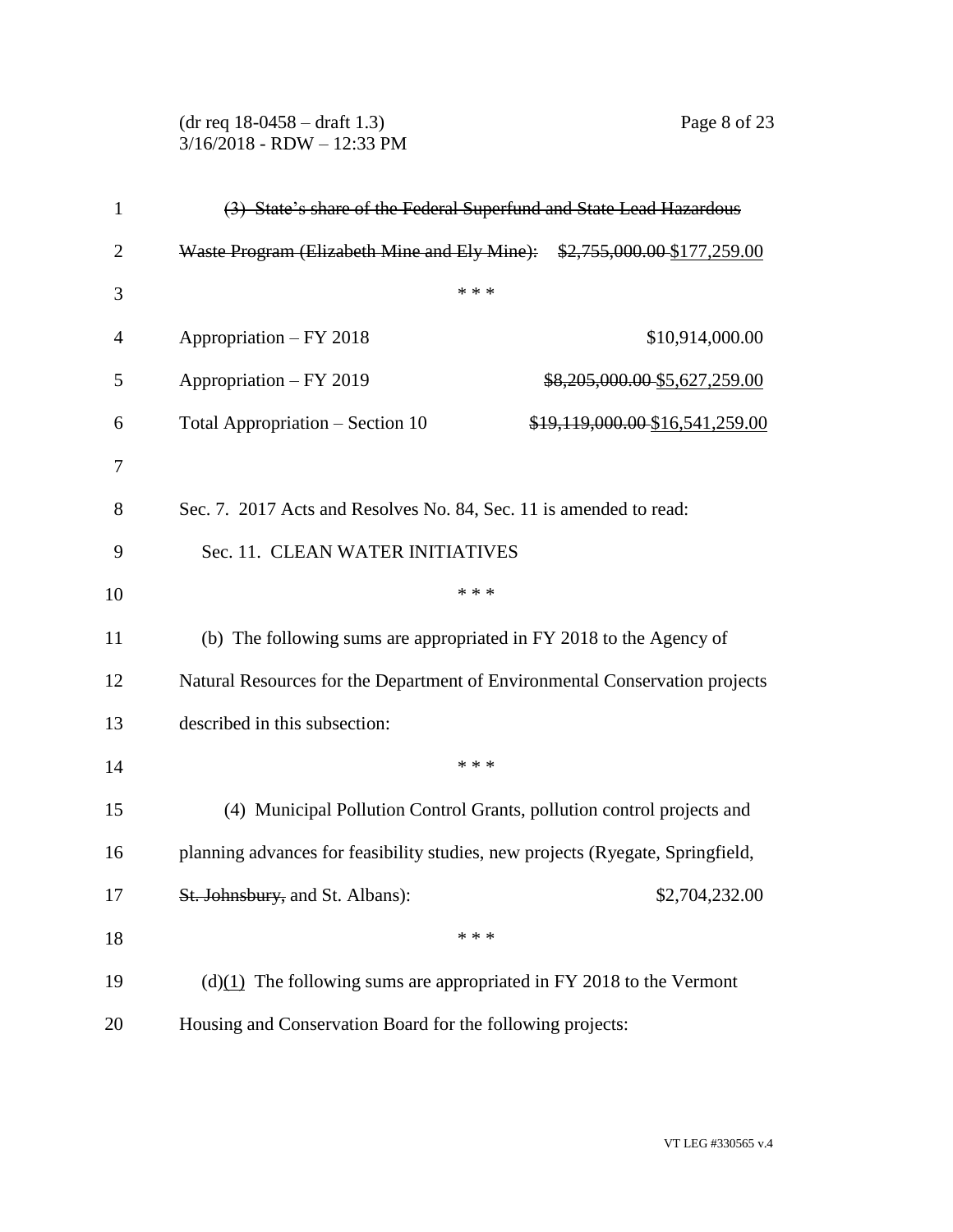~~(3) State's share of the Federal Superfund and State Lead Hazardous Waste Program (Elizabeth Mine and Ely Mine):~~ ~~$2,755,000.00~~ <u>$177,259.00</u>

\* \* \*

Appropriation – FY 2018 $10,914,000.00

Appropriation – FY 2019 ~~$8,205,000.00~~ <u>$5,627,259.00</u>

Total Appropriation – Section 10 ~~$19,119,000.00~~ <u>$16,541,259.00</u>

Sec. 7. 2017 Acts and Resolves No. 84, Sec. 11 is amended to read:

Sec. 11. CLEAN WATER INITIATIVES

\* \* \*

(b) The following sums are appropriated in FY 2018 to the Agency of Natural Resources for the Department of Environmental Conservation projects described in this subsection:

\* \* \*

(4) Municipal Pollution Control Grants, pollution control projects and planning advances for feasibility studies, new projects (Ryegate, Springfield, ~~St. Johnsbury,~~ and St. Albans): $2,704,232.00

\* \* \*

(d)<u>(1)</u> The following sums are appropriated in FY 2018 to the Vermont Housing and Conservation Board for the following projects: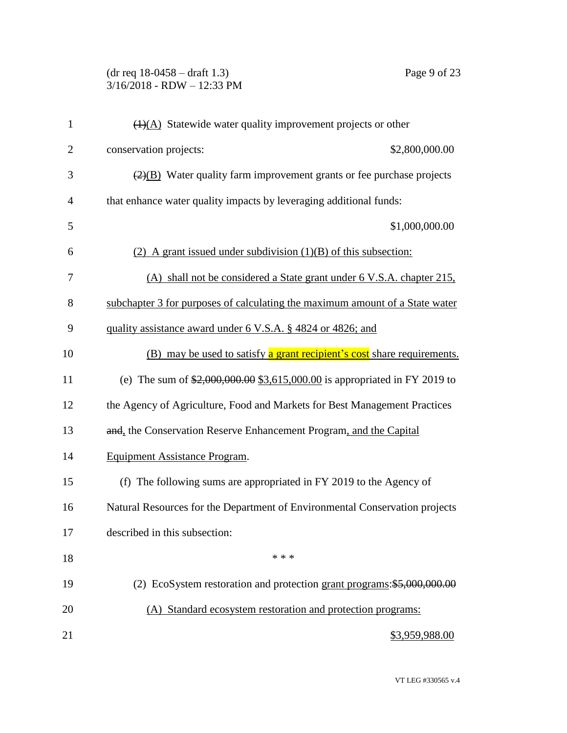~~(1)~~(A) Statewide water quality improvement projects or other conservation projects: $2,800,000.00

~~(2)~~(B) Water quality farm improvement grants or fee purchase projects that enhance water quality impacts by leveraging additional funds: $1,000,000.00

(2) A grant issued under subdivision (1)(B) of this subsection:

(A) shall not be considered a State grant under 6 V.S.A. chapter 215, subchapter 3 for purposes of calculating the maximum amount of a State water quality assistance award under 6 V.S.A. § 4824 or 4826; and

(B) may be used to satisfy a grant recipient's cost share requirements.

(e) The sum of ~~$2,000,000.00~~ $3,615,000.00 is appropriated in FY 2019 to the Agency of Agriculture, Food and Markets for Best Management Practices ~~and~~, the Conservation Reserve Enhancement Program, and the Capital Equipment Assistance Program.

(f) The following sums are appropriated in FY 2019 to the Agency of Natural Resources for the Department of Environmental Conservation projects described in this subsection:

\* \* \*

(2) EcoSystem restoration and protection grant programs: ~~$5,000,000.00~~

(A) Standard ecosystem restoration and protection programs: $3,959,988.00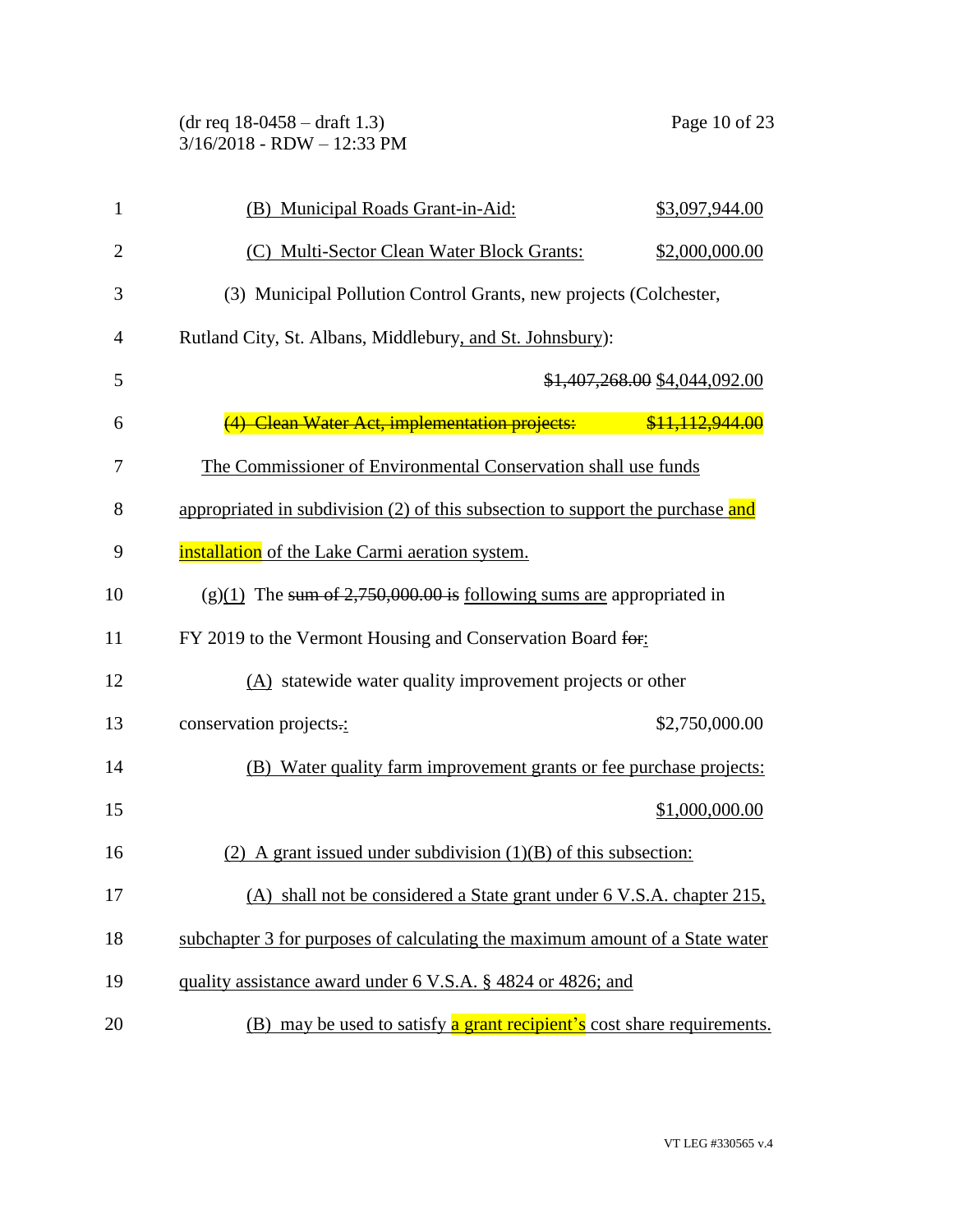(B) Municipal Roads Grant-in-Aid: $3,097,944.00

(C) Multi-Sector Clean Water Block Grants: $2,000,000.00

(3) Municipal Pollution Control Grants, new projects (Colchester, Rutland City, St. Albans, Middlebury, and St. Johnsbury):

~~$1,407,268.00~~ $4,044,092.00

~~(4) Clean Water Act, implementation projects: $11,112,944.00~~

The Commissioner of Environmental Conservation shall use funds appropriated in subdivision (2) of this subsection to support the purchase and installation of the Lake Carmi aeration system.

(g)(1) The ~~sum of 2,750,000.00 is~~ following sums are appropriated in FY 2019 to the Vermont Housing and Conservation Board ~~for~~:

(A) statewide water quality improvement projects or other conservation projects~~.~~: $2,750,000.00

(B) Water quality farm improvement grants or fee purchase projects:

$1,000,000.00

(2) A grant issued under subdivision (1)(B) of this subsection:

(A) shall not be considered a State grant under 6 V.S.A. chapter 215, subchapter 3 for purposes of calculating the maximum amount of a State water quality assistance award under 6 V.S.A. § 4824 or 4826; and

(B) may be used to satisfy a grant recipient's cost share requirements.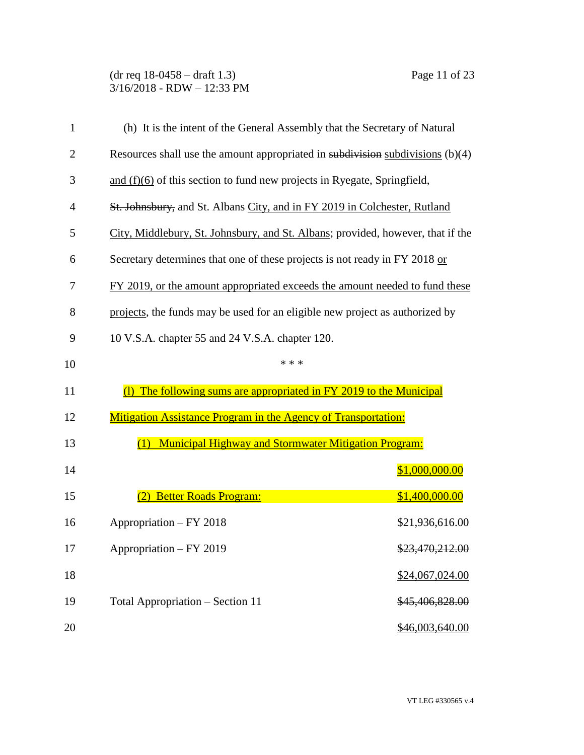(h) It is the intent of the General Assembly that the Secretary of Natural Resources shall use the amount appropriated in ~~subdivision~~ subdivisions (b)(4) and (f)(6) of this section to fund new projects in Ryegate, Springfield, ~~St. Johnsbury,~~ and St. Albans City, and in FY 2019 in Colchester, Rutland City, Middlebury, St. Johnsbury, and St. Albans; provided, however, that if the Secretary determines that one of these projects is not ready in FY 2018 or FY 2019, or the amount appropriated exceeds the amount needed to fund these projects, the funds may be used for an eligible new project as authorized by 10 V.S.A. chapter 55 and 24 V.S.A. chapter 120.

\* \* \*

(l) The following sums are appropriated in FY 2019 to the Municipal Mitigation Assistance Program in the Agency of Transportation:

(1) Municipal Highway and Stormwater Mitigation Program:

$1,000,000.00

(2) Better Roads Program: $1,400,000.00

| | |
|---|---|
| Appropriation – FY 2018 | $21,936,616.00 |
| Appropriation – FY 2019 | ~~$23,470,212.00~~ |
| | $24,067,024.00 |
| Total Appropriation – Section 11 | ~~$45,406,828.00~~ |
| | $46,003,640.00 |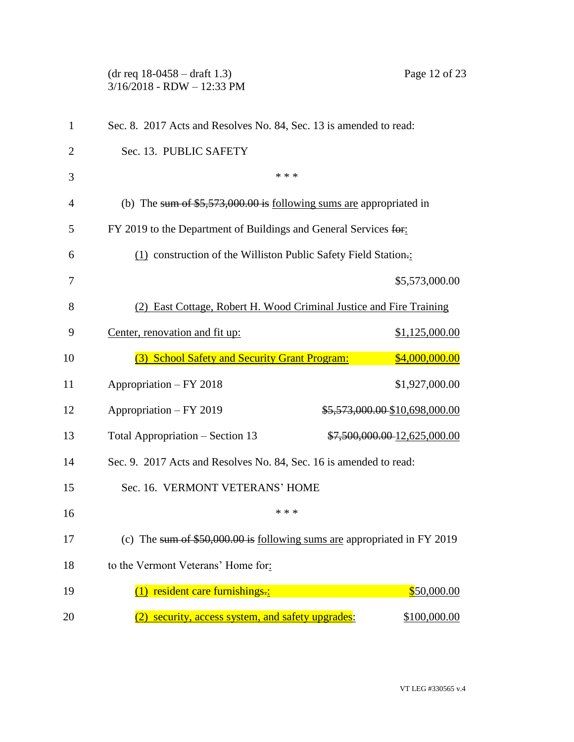Sec. 8. 2017 Acts and Resolves No. 84, Sec. 13 is amended to read:

Sec. 13. PUBLIC SAFETY

\* \* \*

(b) The ~~sum of $5,573,000.00 is~~ following sums are appropriated in FY 2019 to the Department of Buildings and General Services ~~for~~:

(1) construction of the Williston Public Safety Field Station~~.~~: $5,573,000.00

(2) East Cottage, Robert H. Wood Criminal Justice and Fire Training Center, renovation and fit up: $1,125,000.00

(3) School Safety and Security Grant Program: $4,000,000.00

| | |
|---|---|
| Appropriation – FY 2018 | $1,927,000.00 |
| Appropriation – FY 2019 | ~~$5,573,000.00~~ $10,698,000.00 |
| Total Appropriation – Section 13 | ~~$7,500,000.00~~ 12,625,000.00 |

Sec. 9. 2017 Acts and Resolves No. 84, Sec. 16 is amended to read:

Sec. 16. VERMONT VETERANS' HOME

\* \* \*

(c) The ~~sum of $50,000.00 is~~ following sums are appropriated in FY 2019 to the Vermont Veterans' Home for:

(1) resident care furnishings~~.~~: $50,000.00

(2) security, access system, and safety upgrades: $100,000.00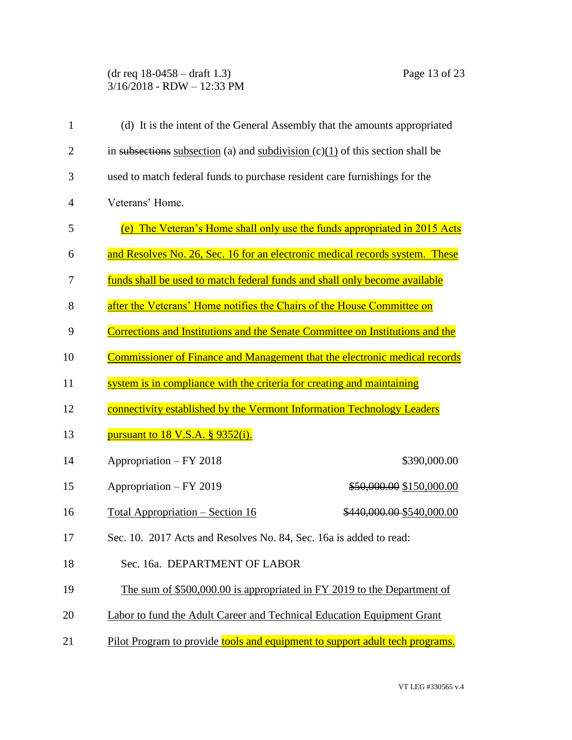(d) It is the intent of the General Assembly that the amounts appropriated in ~~subsections~~ subsection (a) and subdivision (c)(1) of this section shall be used to match federal funds to purchase resident care furnishings for the Veterans' Home.

(e) The Veteran's Home shall only use the funds appropriated in 2015 Acts and Resolves No. 26, Sec. 16 for an electronic medical records system. These funds shall be used to match federal funds and shall only become available after the Veterans' Home notifies the Chairs of the House Committee on Corrections and Institutions and the Senate Committee on Institutions and the Commissioner of Finance and Management that the electronic medical records system is in compliance with the criteria for creating and maintaining connectivity established by the Vermont Information Technology Leaders pursuant to 18 V.S.A. § 9352(i).

| | |
|---|---|
| Appropriation – FY 2018 | $390,000.00 |
| Appropriation – FY 2019 | ~~$50,000.00~~ $150,000.00 |
| Total Appropriation – Section 16 | ~~$440,000.00~~ $540,000.00 |

Sec. 10. 2017 Acts and Resolves No. 84, Sec. 16a is added to read:

Sec. 16a. DEPARTMENT OF LABOR

The sum of $500,000.00 is appropriated in FY 2019 to the Department of Labor to fund the Adult Career and Technical Education Equipment Grant Pilot Program to provide tools and equipment to support adult tech programs.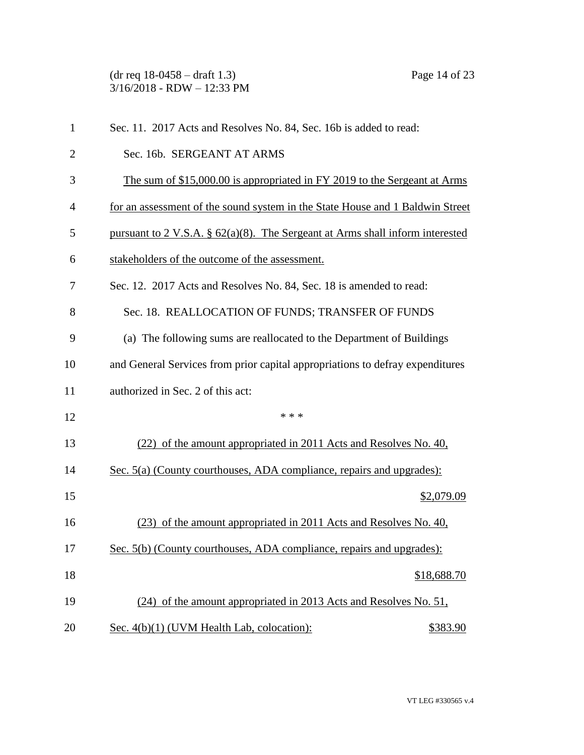Sec. 11. 2017 Acts and Resolves No. 84, Sec. 16b is added to read:

Sec. 16b. SERGEANT AT ARMS

The sum of $15,000.00 is appropriated in FY 2019 to the Sergeant at Arms for an assessment of the sound system in the State House and 1 Baldwin Street pursuant to 2 V.S.A. § 62(a)(8). The Sergeant at Arms shall inform interested stakeholders of the outcome of the assessment.

Sec. 12. 2017 Acts and Resolves No. 84, Sec. 18 is amended to read:

Sec. 18. REALLOCATION OF FUNDS; TRANSFER OF FUNDS

(a) The following sums are reallocated to the Department of Buildings and General Services from prior capital appropriations to defray expenditures authorized in Sec. 2 of this act:

\* \* \*

(22) of the amount appropriated in 2011 Acts and Resolves No. 40, Sec. 5(a) (County courthouses, ADA compliance, repairs and upgrades): $2,079.09

(23) of the amount appropriated in 2011 Acts and Resolves No. 40, Sec. 5(b) (County courthouses, ADA compliance, repairs and upgrades): $18,688.70

(24) of the amount appropriated in 2013 Acts and Resolves No. 51, Sec. 4(b)(1) (UVM Health Lab, colocation): $383.90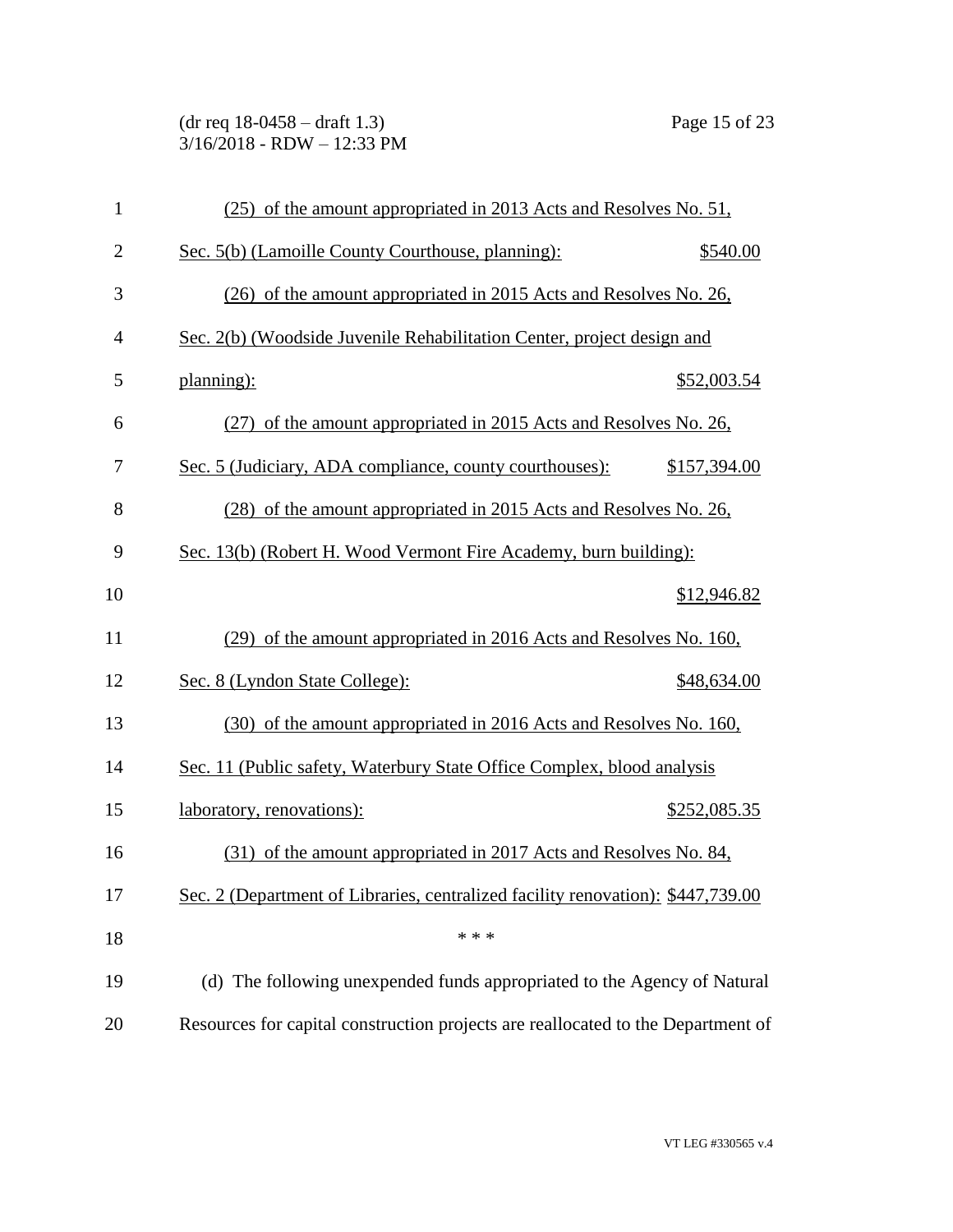(25) of the amount appropriated in 2013 Acts and Resolves No. 51, Sec. 5(b) (Lamoille County Courthouse, planning): $540.00

(26) of the amount appropriated in 2015 Acts and Resolves No. 26, Sec. 2(b) (Woodside Juvenile Rehabilitation Center, project design and planning): $52,003.54

(27) of the amount appropriated in 2015 Acts and Resolves No. 26, Sec. 5 (Judiciary, ADA compliance, county courthouses): $157,394.00

(28) of the amount appropriated in 2015 Acts and Resolves No. 26, Sec. 13(b) (Robert H. Wood Vermont Fire Academy, burn building): $12,946.82

(29) of the amount appropriated in 2016 Acts and Resolves No. 160, Sec. 8 (Lyndon State College): $48,634.00

(30) of the amount appropriated in 2016 Acts and Resolves No. 160, Sec. 11 (Public safety, Waterbury State Office Complex, blood analysis laboratory, renovations): $252,085.35

(31) of the amount appropriated in 2017 Acts and Resolves No. 84, Sec. 2 (Department of Libraries, centralized facility renovation): $447,739.00

\* \* \*

(d) The following unexpended funds appropriated to the Agency of Natural Resources for capital construction projects are reallocated to the Department of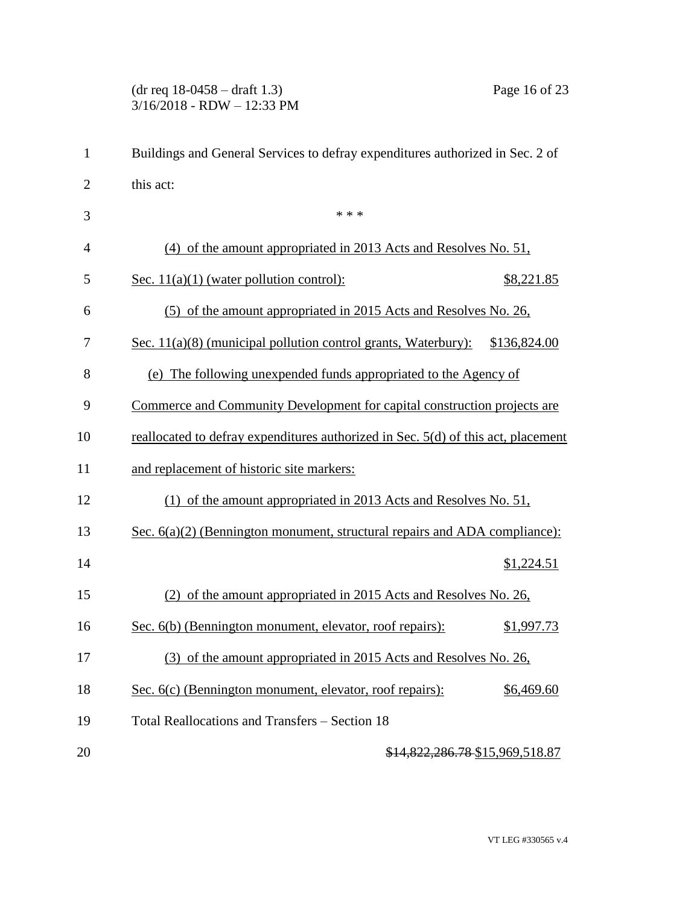Buildings and General Services to defray expenditures authorized in Sec. 2 of this act:

\* \* \*

(4) of the amount appropriated in 2013 Acts and Resolves No. 51, Sec. 11(a)(1) (water pollution control): $8,221.85

(5) of the amount appropriated in 2015 Acts and Resolves No. 26, Sec. 11(a)(8) (municipal pollution control grants, Waterbury): $136,824.00

(e) The following unexpended funds appropriated to the Agency of Commerce and Community Development for capital construction projects are reallocated to defray expenditures authorized in Sec. 5(d) of this act, placement and replacement of historic site markers:

(1) of the amount appropriated in 2013 Acts and Resolves No. 51, Sec. 6(a)(2) (Bennington monument, structural repairs and ADA compliance): $1,224.51

(2) of the amount appropriated in 2015 Acts and Resolves No. 26, Sec. 6(b) (Bennington monument, elevator, roof repairs): $1,997.73

(3) of the amount appropriated in 2015 Acts and Resolves No. 26, Sec. 6(c) (Bennington monument, elevator, roof repairs): $6,469.60

Total Reallocations and Transfers – Section 18

~~$14,822,286.78~~ $15,969,518.87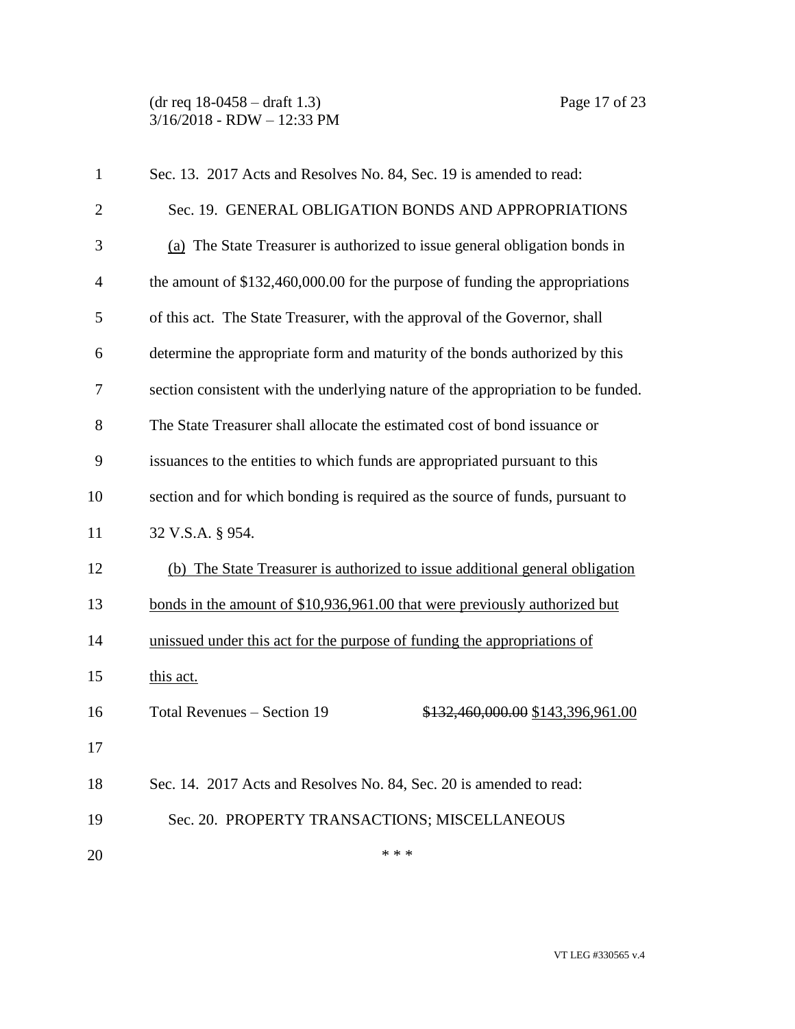Sec. 13. 2017 Acts and Resolves No. 84, Sec. 19 is amended to read:

Sec. 19. GENERAL OBLIGATION BONDS AND APPROPRIATIONS

<u>(a)</u> The State Treasurer is authorized to issue general obligation bonds in the amount of $132,460,000.00 for the purpose of funding the appropriations of this act. The State Treasurer, with the approval of the Governor, shall determine the appropriate form and maturity of the bonds authorized by this section consistent with the underlying nature of the appropriation to be funded. The State Treasurer shall allocate the estimated cost of bond issuance or issuances to the entities to which funds are appropriated pursuant to this section and for which bonding is required as the source of funds, pursuant to 32 V.S.A. § 954.

<u>(b) The State Treasurer is authorized to issue additional general obligation bonds in the amount of $10,936,961.00 that were previously authorized but unissued under this act for the purpose of funding the appropriations of this act.</u>

Total Revenues – Section 19 ~~$132,460,000.00~~ <u>$143,396,961.00</u>

Sec. 14. 2017 Acts and Resolves No. 84, Sec. 20 is amended to read:

Sec. 20. PROPERTY TRANSACTIONS; MISCELLANEOUS

\* \* \*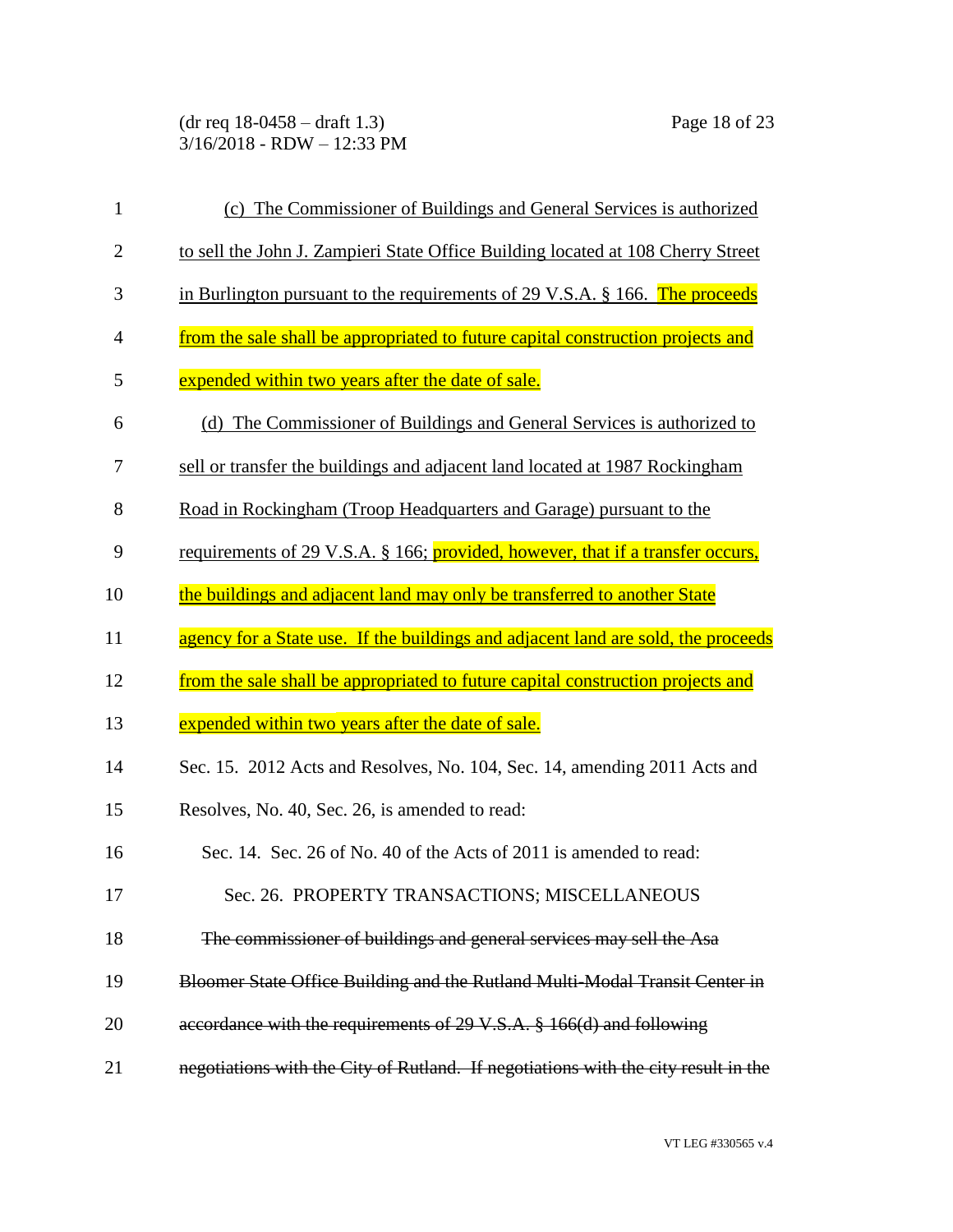(c) The Commissioner of Buildings and General Services is authorized to sell the John J. Zampieri State Office Building located at 108 Cherry Street in Burlington pursuant to the requirements of 29 V.S.A. § 166. The proceeds from the sale shall be appropriated to future capital construction projects and expended within two years after the date of sale.

(d) The Commissioner of Buildings and General Services is authorized to sell or transfer the buildings and adjacent land located at 1987 Rockingham Road in Rockingham (Troop Headquarters and Garage) pursuant to the requirements of 29 V.S.A. § 166; provided, however, that if a transfer occurs, the buildings and adjacent land may only be transferred to another State agency for a State use. If the buildings and adjacent land are sold, the proceeds from the sale shall be appropriated to future capital construction projects and expended within two years after the date of sale.

Sec. 15. 2012 Acts and Resolves, No. 104, Sec. 14, amending 2011 Acts and Resolves, No. 40, Sec. 26, is amended to read:

Sec. 14. Sec. 26 of No. 40 of the Acts of 2011 is amended to read:

Sec. 26. PROPERTY TRANSACTIONS; MISCELLANEOUS

~~The commissioner of buildings and general services may sell the Asa Bloomer State Office Building and the Rutland Multi-Modal Transit Center in accordance with the requirements of 29 V.S.A. § 166(d) and following negotiations with the City of Rutland. If negotiations with the city result in the~~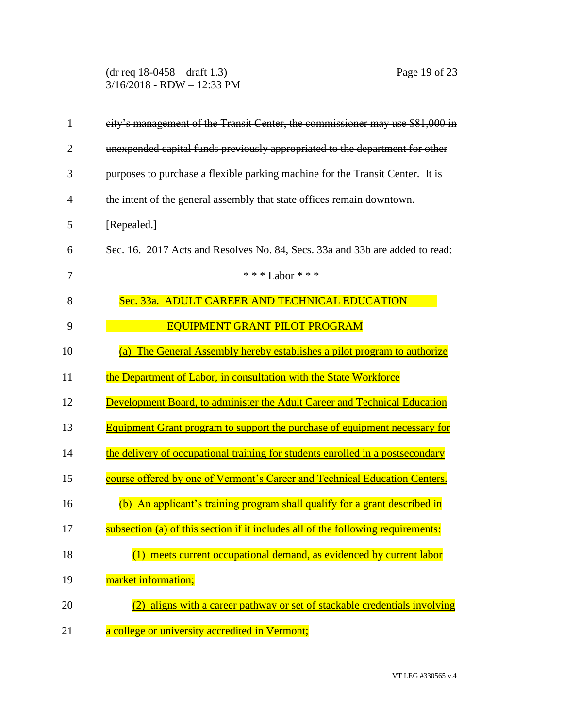~~city's management of the Transit Center, the commissioner may use $81,000 in unexpended capital funds previously appropriated to the department for other purposes to purchase a flexible parking machine for the Transit Center. It is the intent of the general assembly that state offices remain downtown.~~ <u>[Repealed.]</u>

Sec. 16. 2017 Acts and Resolves No. 84, Secs. 33a and 33b are added to read:

\* \* \* Labor \* \* \*

<u>Sec. 33a. ADULT CAREER AND TECHNICAL EDUCATION EQUIPMENT GRANT PILOT PROGRAM</u>

<u>(a) The General Assembly hereby establishes a pilot program to authorize the Department of Labor, in consultation with the State Workforce Development Board, to administer the Adult Career and Technical Education Equipment Grant program to support the purchase of equipment necessary for the delivery of occupational training for students enrolled in a postsecondary course offered by one of Vermont's Career and Technical Education Centers.</u>

<u>(b) An applicant's training program shall qualify for a grant described in subsection (a) of this section if it includes all of the following requirements:</u>

<u>(1) meets current occupational demand, as evidenced by current labor market information;</u>

<u>(2) aligns with a career pathway or set of stackable credentials involving a college or university accredited in Vermont;</u>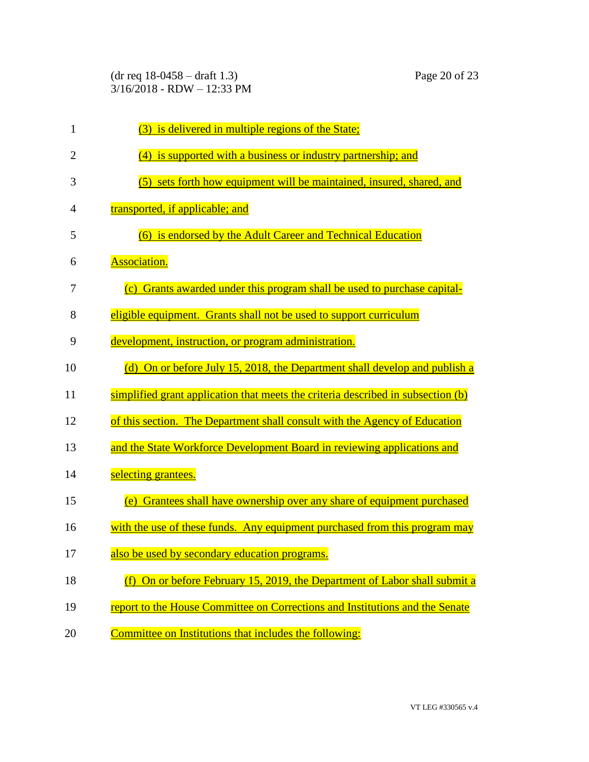(3) is delivered in multiple regions of the State;

(4) is supported with a business or industry partnership; and

(5) sets forth how equipment will be maintained, insured, shared, and transported, if applicable; and

(6) is endorsed by the Adult Career and Technical Education Association.

(c) Grants awarded under this program shall be used to purchase capital-eligible equipment. Grants shall not be used to support curriculum development, instruction, or program administration.

(d) On or before July 15, 2018, the Department shall develop and publish a simplified grant application that meets the criteria described in subsection (b) of this section. The Department shall consult with the Agency of Education and the State Workforce Development Board in reviewing applications and selecting grantees.

(e) Grantees shall have ownership over any share of equipment purchased with the use of these funds. Any equipment purchased from this program may also be used by secondary education programs.

(f) On or before February 15, 2019, the Department of Labor shall submit a report to the House Committee on Corrections and Institutions and the Senate Committee on Institutions that includes the following: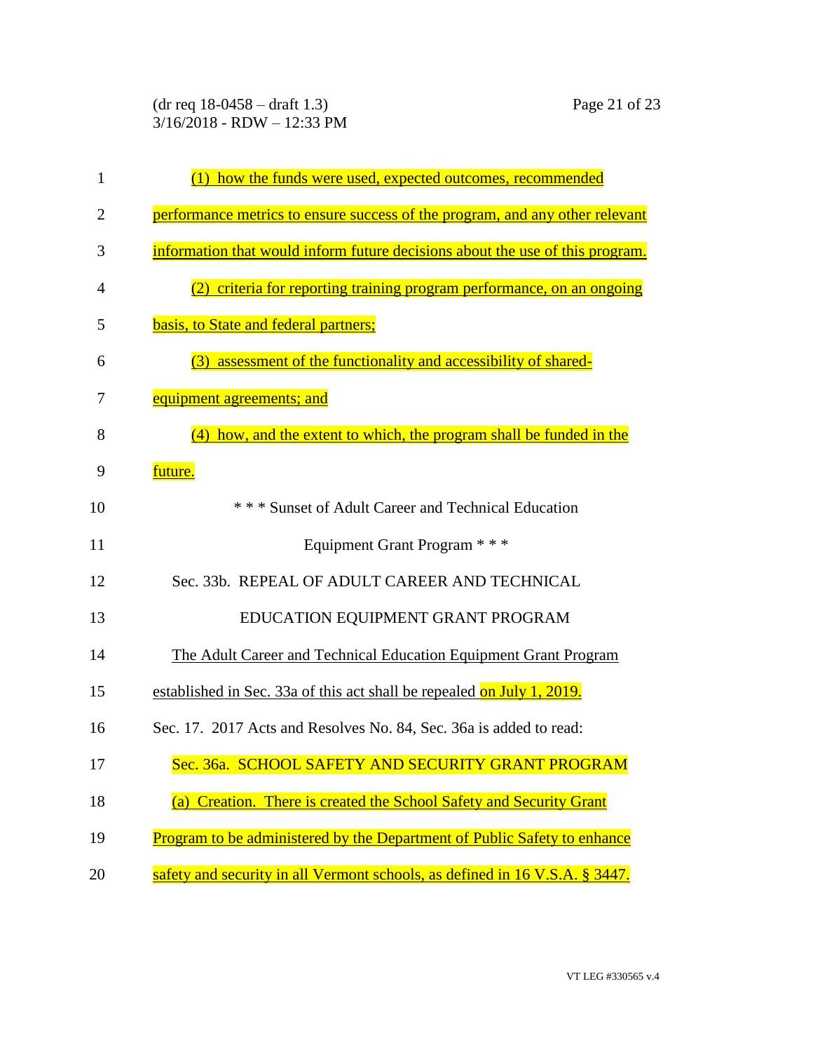(1) how the funds were used, expected outcomes, recommended performance metrics to ensure success of the program, and any other relevant information that would inform future decisions about the use of this program.

(2) criteria for reporting training program performance, on an ongoing basis, to State and federal partners;

(3) assessment of the functionality and accessibility of shared-equipment agreements; and

(4) how, and the extent to which, the program shall be funded in the future.

\* \* \* Sunset of Adult Career and Technical Education Equipment Grant Program \* \* \*

Sec. 33b. REPEAL OF ADULT CAREER AND TECHNICAL EDUCATION EQUIPMENT GRANT PROGRAM

The Adult Career and Technical Education Equipment Grant Program established in Sec. 33a of this act shall be repealed on July 1, 2019.

Sec. 17. 2017 Acts and Resolves No. 84, Sec. 36a is added to read:

Sec. 36a. SCHOOL SAFETY AND SECURITY GRANT PROGRAM

(a) Creation. There is created the School Safety and Security Grant Program to be administered by the Department of Public Safety to enhance safety and security in all Vermont schools, as defined in 16 V.S.A. § 3447.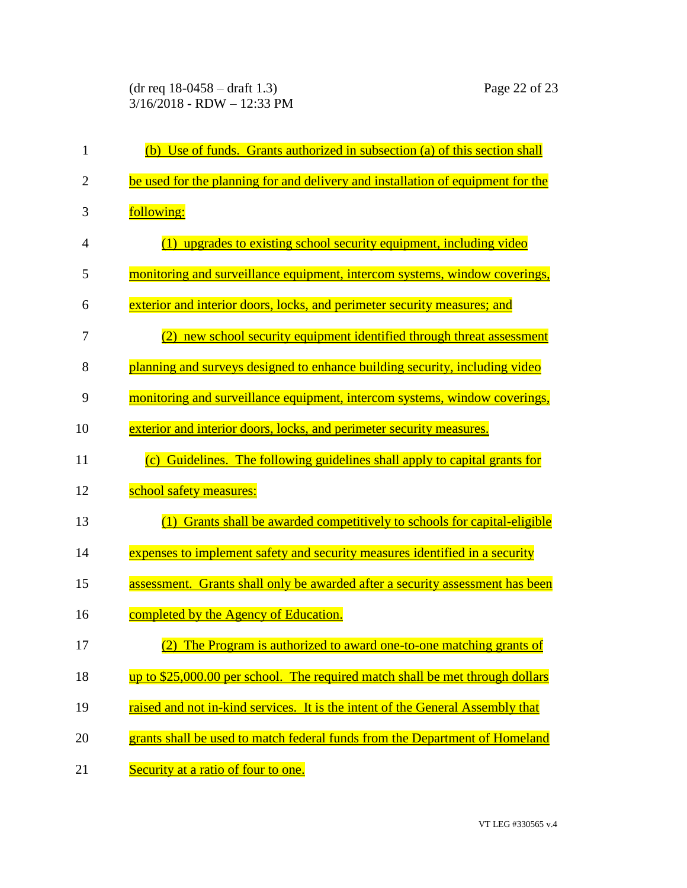(b) Use of funds. Grants authorized in subsection (a) of this section shall be used for the planning for and delivery and installation of equipment for the following:

(1) upgrades to existing school security equipment, including video monitoring and surveillance equipment, intercom systems, window coverings, exterior and interior doors, locks, and perimeter security measures; and

(2) new school security equipment identified through threat assessment planning and surveys designed to enhance building security, including video monitoring and surveillance equipment, intercom systems, window coverings, exterior and interior doors, locks, and perimeter security measures.

(c) Guidelines. The following guidelines shall apply to capital grants for school safety measures:

(1) Grants shall be awarded competitively to schools for capital-eligible expenses to implement safety and security measures identified in a security assessment. Grants shall only be awarded after a security assessment has been completed by the Agency of Education.

(2) The Program is authorized to award one-to-one matching grants of up to $25,000.00 per school. The required match shall be met through dollars raised and not in-kind services. It is the intent of the General Assembly that grants shall be used to match federal funds from the Department of Homeland Security at a ratio of four to one.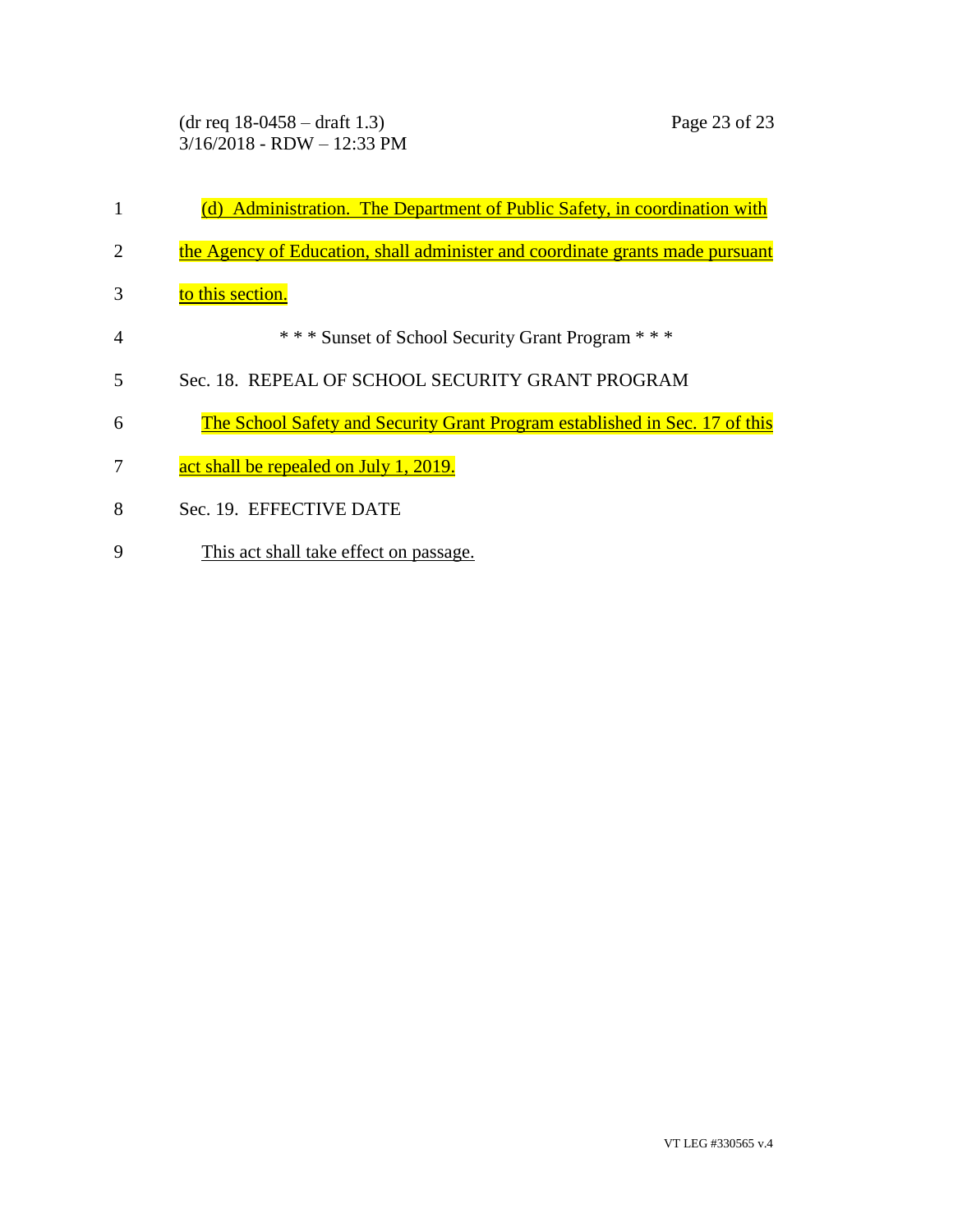(d) Administration. The Department of Public Safety, in coordination with the Agency of Education, shall administer and coordinate grants made pursuant to this section.

\* \* \* Sunset of School Security Grant Program \* \* \*

Sec. 18. REPEAL OF SCHOOL SECURITY GRANT PROGRAM

The School Safety and Security Grant Program established in Sec. 17 of this act shall be repealed on July 1, 2019.

Sec. 19. EFFECTIVE DATE

This act shall take effect on passage.